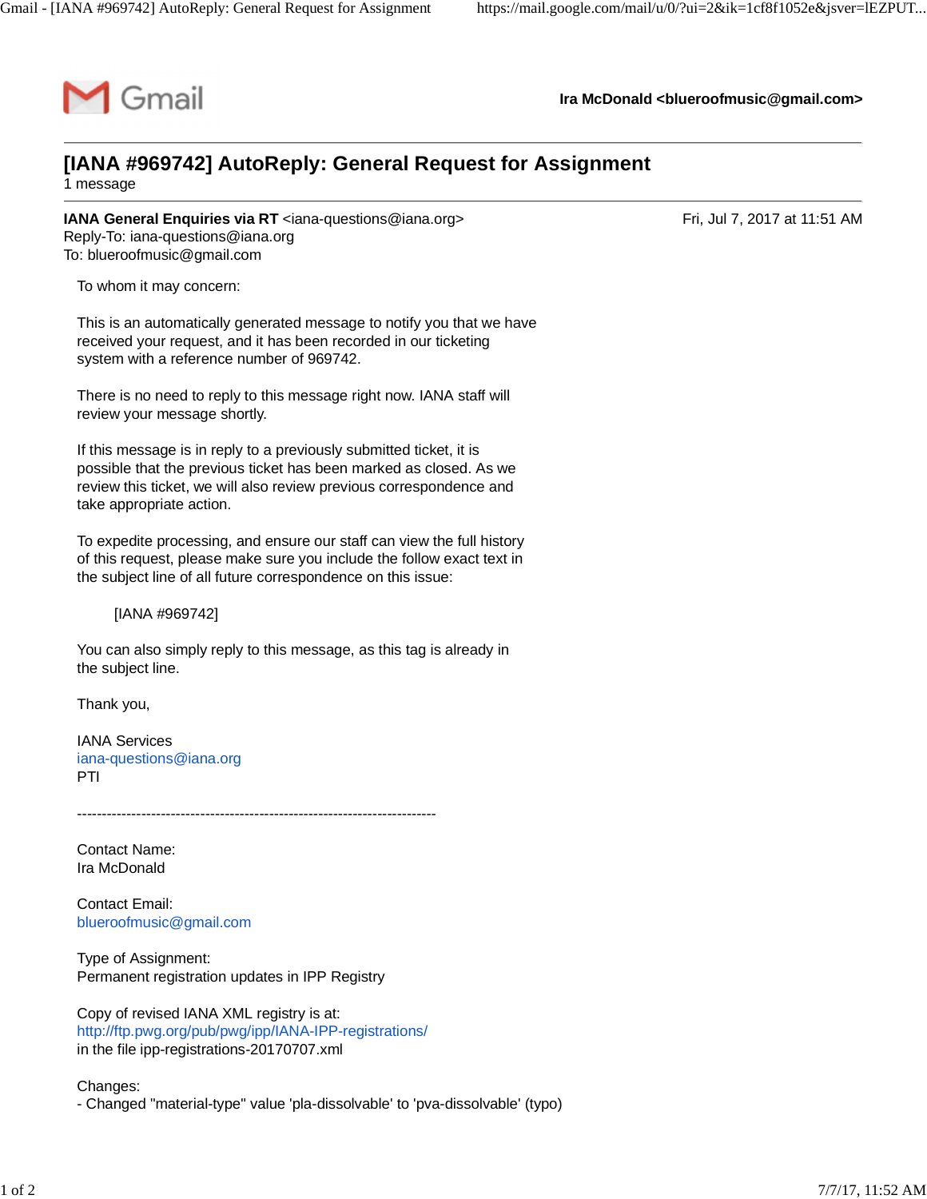Gmail

**Ira McDonald <blueroofmusic@gmail.com>**

---

# [IANA #969742] AutoReply: General Request for Assignment

1 message

---

**IANA General Enquiries via RT** <iana-questions@iana.org> Fri, Jul 7, 2017 at 11:51 AM
Reply-To: iana-questions@iana.org
To: blueroofmusic@gmail.com

To whom it may concern:

This is an automatically generated message to notify you that we have received your request, and it has been recorded in our ticketing system with a reference number of 969742.

There is no need to reply to this message right now. IANA staff will review your message shortly.

If this message is in reply to a previously submitted ticket, it is possible that the previous ticket has been marked as closed. As we review this ticket, we will also review previous correspondence and take appropriate action.

To expedite processing, and ensure our staff can view the full history of this request, please make sure you include the follow exact text in the subject line of all future correspondence on this issue:

    [IANA #969742]

You can also simply reply to this message, as this tag is already in the subject line.

Thank you,

IANA Services
iana-questions@iana.org
PTI

-------------------------------------------------------------------------

Contact Name:
Ira McDonald

Contact Email:
blueroofmusic@gmail.com

Type of Assignment:
Permanent registration updates in IPP Registry

Copy of revised IANA XML registry is at:
http://ftp.pwg.org/pub/pwg/ipp/IANA-IPP-registrations/
in the file ipp-registrations-20170707.xml

Changes:
- Changed "material-type" value 'pla-dissolvable' to 'pva-dissolvable' (typo)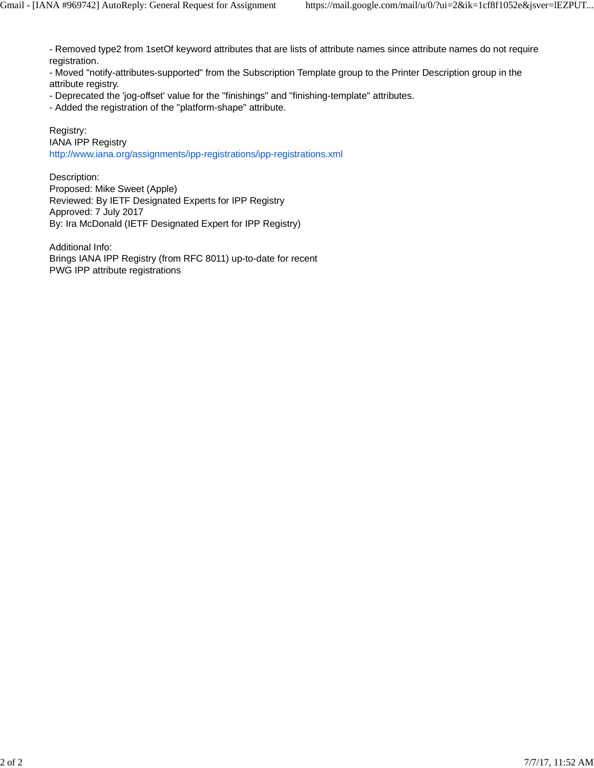- Removed type2 from 1setOf keyword attributes that are lists of attribute names since attribute names do not require registration.
- Moved "notify-attributes-supported" from the Subscription Template group to the Printer Description group in the attribute registry.
- Deprecated the 'jog-offset' value for the "finishings" and "finishing-template" attributes.
- Added the registration of the "platform-shape" attribute.

Registry:
IANA IPP Registry
http://www.iana.org/assignments/ipp-registrations/ipp-registrations.xml

Description:
Proposed: Mike Sweet (Apple)
Reviewed: By IETF Designated Experts for IPP Registry
Approved: 7 July 2017
By: Ira McDonald (IETF Designated Expert for IPP Registry)

Additional Info:
Brings IANA IPP Registry (from RFC 8011) up-to-date for recent
PWG IPP attribute registrations